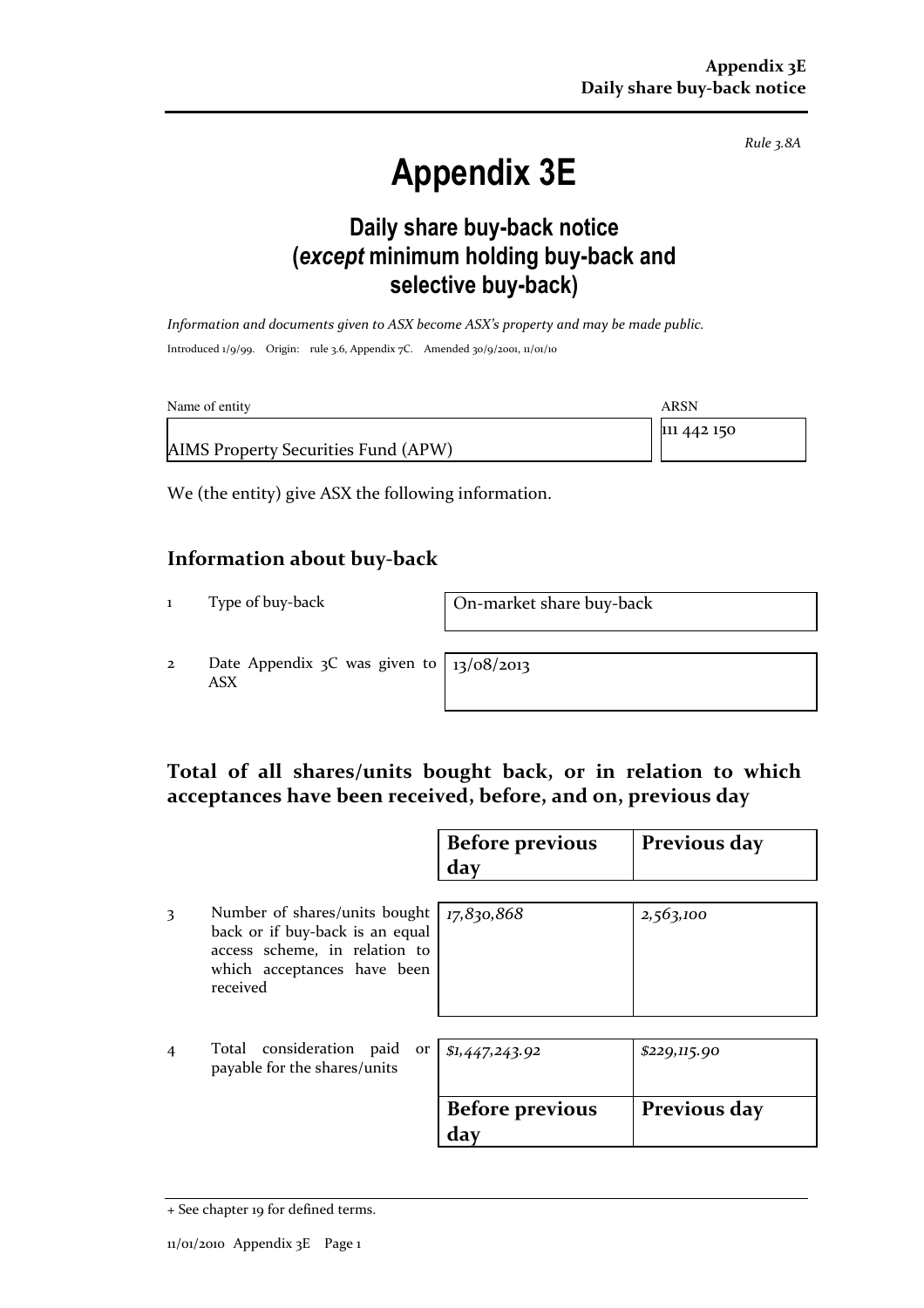*Rule 3.8A*

# Appendix 3E

## Daily share buy-back notice (*except* minimum holding buy-back and selective buy-back)

*Information and documents given to ASX become ASX's property and may be made public.*

Introduced 1/9/99. Origin: rule 3.6, Appendix 7C. Amended 30/9/2001, 11/01/10

| Name of entity | ARSN |
|---|---|
| AIMS Property Securities Fund (APW) | 111 442 150 |

We (the entity) give ASX the following information.

## Information about buy-back

| | | |
|---|---|---|
| 1 | Type of buy-back | On-market share buy-back |
| 2 | Date Appendix 3C was given to ASX | 13/08/2013 |

## Total of all shares/units bought back, or in relation to which acceptances have been received, before, and on, previous day

| | | Before previous day | Previous day |
|---|---|---|---|
| 3 | Number of shares/units bought back or if buy-back is an equal access scheme, in relation to which acceptances have been received | *17,830,868* | *2,563,100* |
| 4 | Total consideration paid or payable for the shares/units | *$1,447,243.92* | *$229,115.90* |

| Before previous day | Previous day |
|---|---|

+ See chapter 19 for defined terms.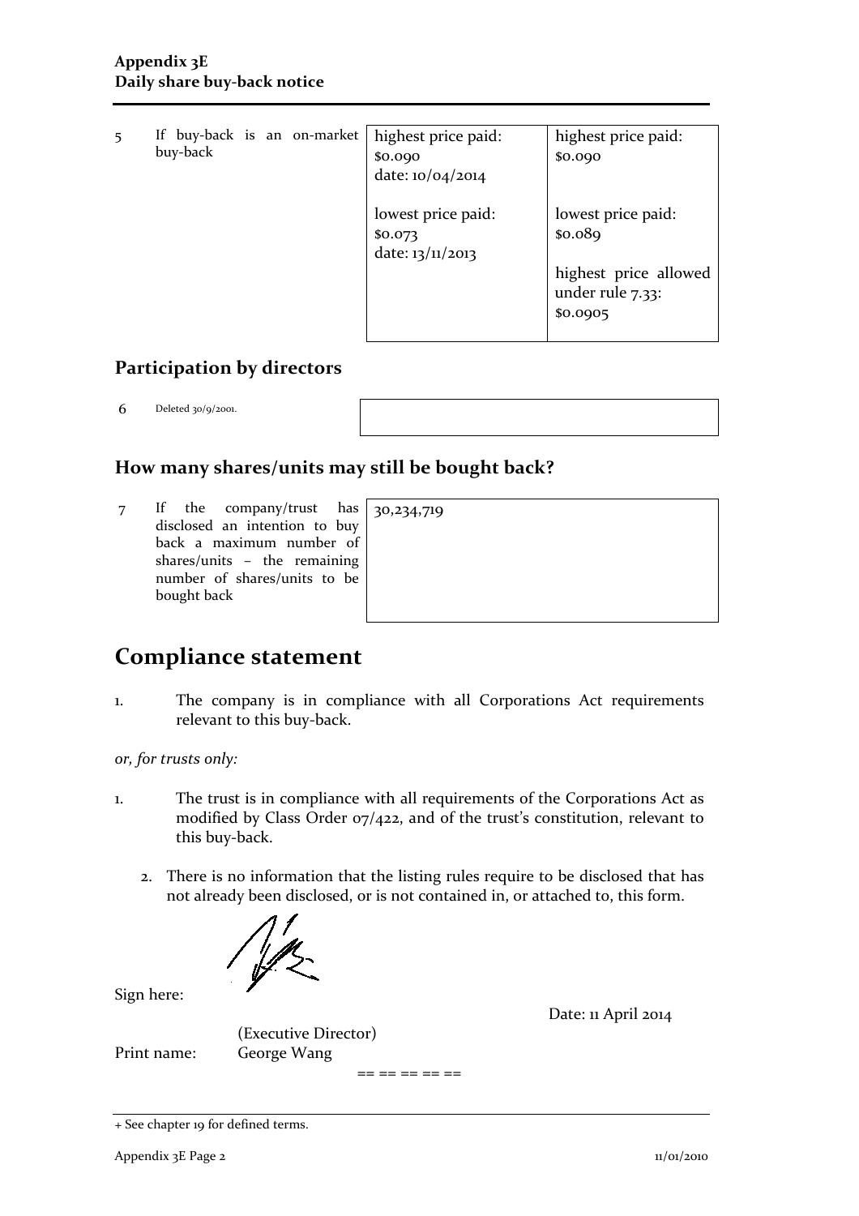| | | | |
|---|---|---|---|
| 5 | If buy-back is an on-market buy-back | highest price paid: \$0.090<br>date: 10/04/2014<br><br>lowest price paid: \$0.073<br>date: 13/11/2013 | highest price paid: \$0.090<br><br>lowest price paid: \$0.089<br><br>highest price allowed under rule 7.33: \$0.0905 |

## Participation by directors

| | | |
|---|---|---|
| 6 | Deleted 30/9/2001. | |

## How many shares/units may still be bought back?

| | | |
|---|---|---|
| 7 | If the company/trust has disclosed an intention to buy back a maximum number of shares/units – the remaining number of shares/units to be bought back | 30,234,719 |

# Compliance statement

1. The company is in compliance with all Corporations Act requirements relevant to this buy-back.

*or, for trusts only:*

1. The trust is in compliance with all requirements of the Corporations Act as modified by Class Order 07/422, and of the trust's constitution, relevant to this buy-back.

2. There is no information that the listing rules require to be disclosed that has not already been disclosed, or is not contained in, or attached to, this form.

Sign here:

Date: 11 April 2014

(Executive Director)

Print name: George Wang

== == == == ==

+ See chapter 19 for defined terms.